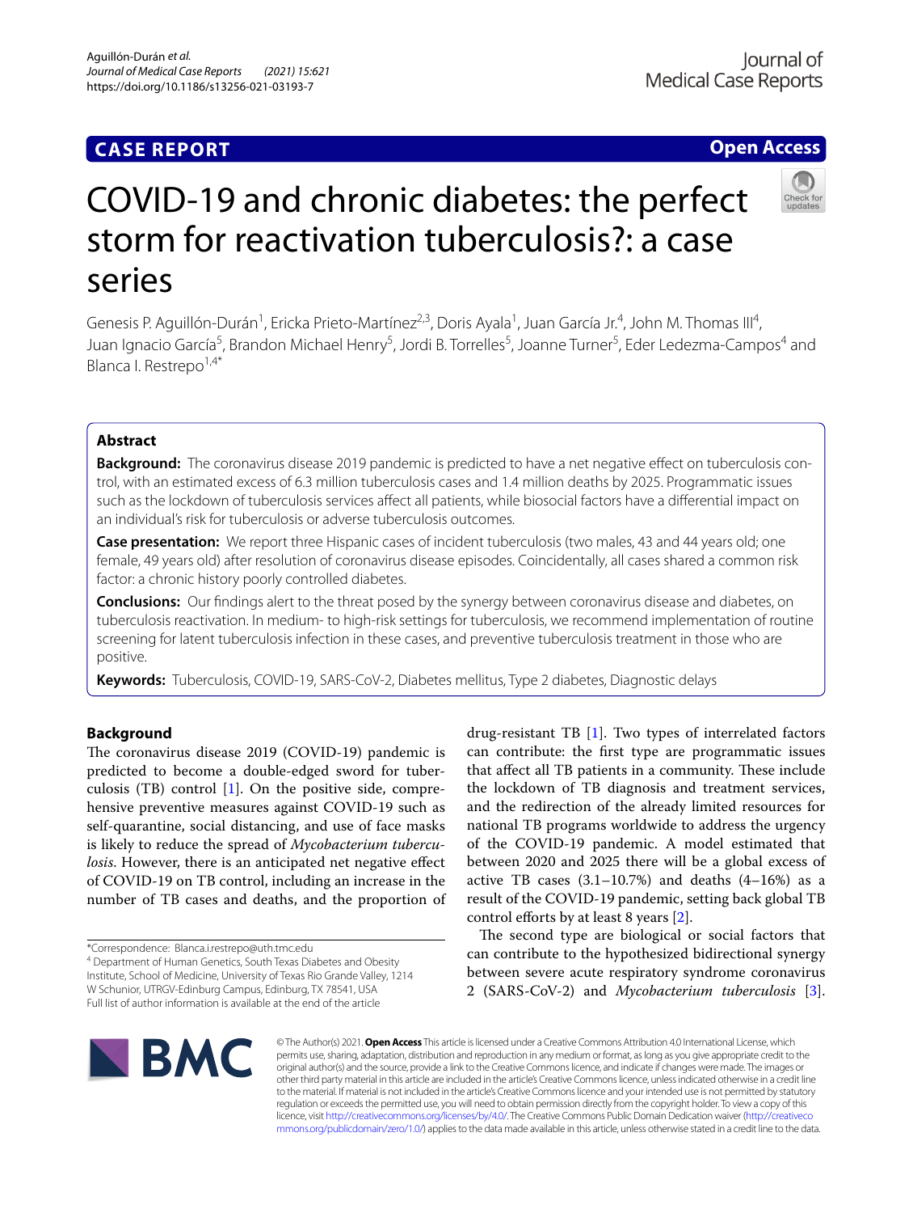CASE REPORT

Open Access

# COVID-19 and chronic diabetes: the perfect storm for reactivation tuberculosis?: a case series

Genesis P. Aguillón-Durán[1], Ericka Prieto-Martínez[2,3], Doris Ayala[1], Juan García Jr.[4], John M. Thomas III[4], Juan Ignacio García[5], Brandon Michael Henry[5], Jordi B. Torrelles[5], Joanne Turner[5], Eder Ledezma-Campos[4] and Blanca I. Restrepo[1,4*]

## Abstract

**Background:** The coronavirus disease 2019 pandemic is predicted to have a net negative effect on tuberculosis control, with an estimated excess of 6.3 million tuberculosis cases and 1.4 million deaths by 2025. Programmatic issues such as the lockdown of tuberculosis services affect all patients, while biosocial factors have a differential impact on an individual's risk for tuberculosis or adverse tuberculosis outcomes.

**Case presentation:** We report three Hispanic cases of incident tuberculosis (two males, 43 and 44 years old; one female, 49 years old) after resolution of coronavirus disease episodes. Coincidentally, all cases shared a common risk factor: a chronic history poorly controlled diabetes.

**Conclusions:** Our findings alert to the threat posed by the synergy between coronavirus disease and diabetes, on tuberculosis reactivation. In medium- to high-risk settings for tuberculosis, we recommend implementation of routine screening for latent tuberculosis infection in these cases, and preventive tuberculosis treatment in those who are positive.

**Keywords:** Tuberculosis, COVID-19, SARS-CoV-2, Diabetes mellitus, Type 2 diabetes, Diagnostic delays

## Background

The coronavirus disease 2019 (COVID-19) pandemic is predicted to become a double-edged sword for tuberculosis (TB) control [1]. On the positive side, comprehensive preventive measures against COVID-19 such as self-quarantine, social distancing, and use of face masks is likely to reduce the spread of *Mycobacterium tuberculosis*. However, there is an anticipated net negative effect of COVID-19 on TB control, including an increase in the number of TB cases and deaths, and the proportion of drug-resistant TB [1]. Two types of interrelated factors can contribute: the first type are programmatic issues that affect all TB patients in a community. These include the lockdown of TB diagnosis and treatment services, and the redirection of the already limited resources for national TB programs worldwide to address the urgency of the COVID-19 pandemic. A model estimated that between 2020 and 2025 there will be a global excess of active TB cases (3.1–10.7%) and deaths (4–16%) as a result of the COVID-19 pandemic, setting back global TB control efforts by at least 8 years [2].

The second type are biological or social factors that can contribute to the hypothesized bidirectional synergy between severe acute respiratory syndrome coronavirus 2 (SARS-CoV-2) and *Mycobacterium tuberculosis* [3].

*Correspondence: Blanca.i.restrepo@uth.tmc.edu

[4] Department of Human Genetics, South Texas Diabetes and Obesity Institute, School of Medicine, University of Texas Rio Grande Valley, 1214 W Schunior, UTRGV-Edinburg Campus, Edinburg, TX 78541, USA

Full list of author information is available at the end of the article

© The Author(s) 2021. **Open Access** This article is licensed under a Creative Commons Attribution 4.0 International License, which permits use, sharing, adaptation, distribution and reproduction in any medium or format, as long as you give appropriate credit to the original author(s) and the source, provide a link to the Creative Commons licence, and indicate if changes were made. The images or other third party material in this article are included in the article's Creative Commons licence, unless indicated otherwise in a credit line to the material. If material is not included in the article's Creative Commons licence and your intended use is not permitted by statutory regulation or exceeds the permitted use, you will need to obtain permission directly from the copyright holder. To view a copy of this licence, visit http://creativecommons.org/licenses/by/4.0/. The Creative Commons Public Domain Dedication waiver (http://creativecommons.org/publicdomain/zero/1.0/) applies to the data made available in this article, unless otherwise stated in a credit line to the data.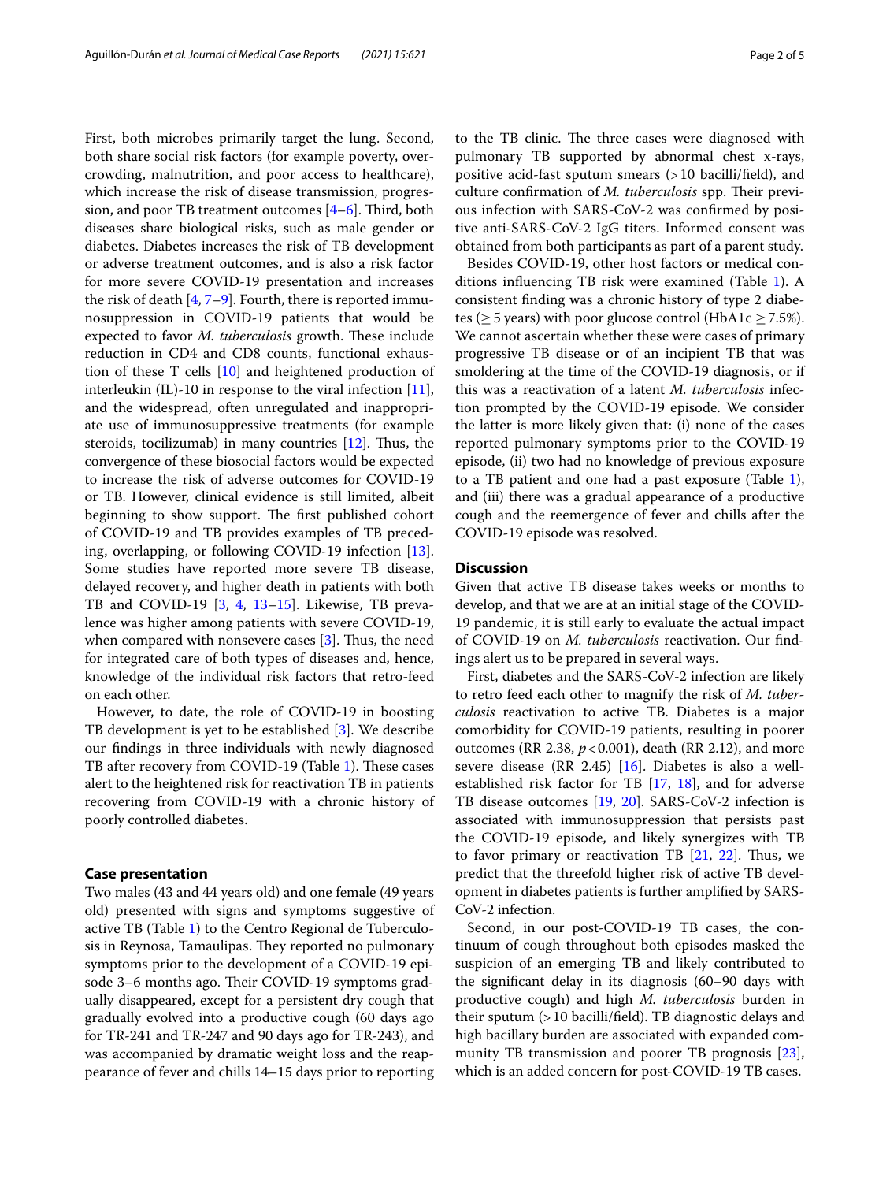First, both microbes primarily target the lung. Second, both share social risk factors (for example poverty, overcrowding, malnutrition, and poor access to healthcare), which increase the risk of disease transmission, progression, and poor TB treatment outcomes [4–6]. Third, both diseases share biological risks, such as male gender or diabetes. Diabetes increases the risk of TB development or adverse treatment outcomes, and is also a risk factor for more severe COVID-19 presentation and increases the risk of death [4, 7–9]. Fourth, there is reported immunosuppression in COVID-19 patients that would be expected to favor *M. tuberculosis* growth. These include reduction in CD4 and CD8 counts, functional exhaustion of these T cells [10] and heightened production of interleukin (IL)-10 in response to the viral infection [11], and the widespread, often unregulated and inappropriate use of immunosuppressive treatments (for example steroids, tocilizumab) in many countries [12]. Thus, the convergence of these biosocial factors would be expected to increase the risk of adverse outcomes for COVID-19 or TB. However, clinical evidence is still limited, albeit beginning to show support. The first published cohort of COVID-19 and TB provides examples of TB preceding, overlapping, or following COVID-19 infection [13]. Some studies have reported more severe TB disease, delayed recovery, and higher death in patients with both TB and COVID-19 [3, 4, 13–15]. Likewise, TB prevalence was higher among patients with severe COVID-19, when compared with nonsevere cases [3]. Thus, the need for integrated care of both types of diseases and, hence, knowledge of the individual risk factors that retro-feed on each other.

However, to date, the role of COVID-19 in boosting TB development is yet to be established [3]. We describe our findings in three individuals with newly diagnosed TB after recovery from COVID-19 (Table 1). These cases alert to the heightened risk for reactivation TB in patients recovering from COVID-19 with a chronic history of poorly controlled diabetes.

## Case presentation

Two males (43 and 44 years old) and one female (49 years old) presented with signs and symptoms suggestive of active TB (Table 1) to the Centro Regional de Tuberculosis in Reynosa, Tamaulipas. They reported no pulmonary symptoms prior to the development of a COVID-19 episode 3–6 months ago. Their COVID-19 symptoms gradually disappeared, except for a persistent dry cough that gradually evolved into a productive cough (60 days ago for TR-241 and TR-247 and 90 days ago for TR-243), and was accompanied by dramatic weight loss and the reappearance of fever and chills 14–15 days prior to reporting to the TB clinic. The three cases were diagnosed with pulmonary TB supported by abnormal chest x-rays, positive acid-fast sputum smears (>10 bacilli/field), and culture confirmation of *M. tuberculosis* spp. Their previous infection with SARS-CoV-2 was confirmed by positive anti-SARS-CoV-2 IgG titers. Informed consent was obtained from both participants as part of a parent study.

Besides COVID-19, other host factors or medical conditions influencing TB risk were examined (Table 1). A consistent finding was a chronic history of type 2 diabetes (≥ 5 years) with poor glucose control (HbA1c ≥ 7.5%). We cannot ascertain whether these were cases of primary progressive TB disease or of an incipient TB that was smoldering at the time of the COVID-19 diagnosis, or if this was a reactivation of a latent *M. tuberculosis* infection prompted by the COVID-19 episode. We consider the latter is more likely given that: (i) none of the cases reported pulmonary symptoms prior to the COVID-19 episode, (ii) two had no knowledge of previous exposure to a TB patient and one had a past exposure (Table 1), and (iii) there was a gradual appearance of a productive cough and the reemergence of fever and chills after the COVID-19 episode was resolved.

## Discussion

Given that active TB disease takes weeks or months to develop, and that we are at an initial stage of the COVID-19 pandemic, it is still early to evaluate the actual impact of COVID-19 on *M. tuberculosis* reactivation. Our findings alert us to be prepared in several ways.

First, diabetes and the SARS-CoV-2 infection are likely to retro feed each other to magnify the risk of *M. tuberculosis* reactivation to active TB. Diabetes is a major comorbidity for COVID-19 patients, resulting in poorer outcomes (RR 2.38, $p < 0.001$), death (RR 2.12), and more severe disease (RR 2.45) [16]. Diabetes is also a well-established risk factor for TB [17, 18], and for adverse TB disease outcomes [19, 20]. SARS-CoV-2 infection is associated with immunosuppression that persists past the COVID-19 episode, and likely synergizes with TB to favor primary or reactivation TB [21, 22]. Thus, we predict that the threefold higher risk of active TB development in diabetes patients is further amplified by SARS-CoV-2 infection.

Second, in our post-COVID-19 TB cases, the continuum of cough throughout both episodes masked the suspicion of an emerging TB and likely contributed to the significant delay in its diagnosis (60–90 days with productive cough) and high *M. tuberculosis* burden in their sputum (>10 bacilli/field). TB diagnostic delays and high bacillary burden are associated with expanded community TB transmission and poorer TB prognosis [23], which is an added concern for post-COVID-19 TB cases.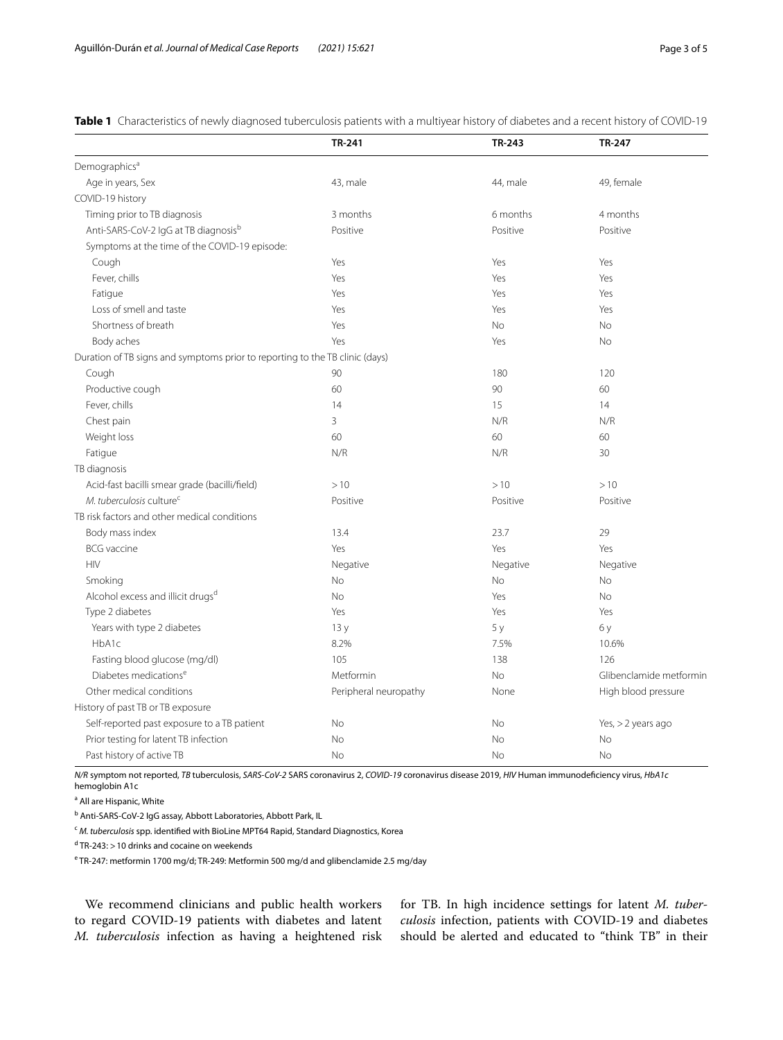**Table 1** Characteristics of newly diagnosed tuberculosis patients with a multiyear history of diabetes and a recent history of COVID-19

| | TR-241 | TR-243 | TR-247 |
|---|---|---|---|
| Demographics[a] | | | |
| Age in years, Sex | 43, male | 44, male | 49, female |
| COVID-19 history | | | |
| Timing prior to TB diagnosis | 3 months | 6 months | 4 months |
| Anti-SARS-CoV-2 IgG at TB diagnosis[b] | Positive | Positive | Positive |
| Symptoms at the time of the COVID-19 episode: | | | |
| Cough | Yes | Yes | Yes |
| Fever, chills | Yes | Yes | Yes |
| Fatigue | Yes | Yes | Yes |
| Loss of smell and taste | Yes | Yes | Yes |
| Shortness of breath | Yes | No | No |
| Body aches | Yes | Yes | No |
| Duration of TB signs and symptoms prior to reporting to the TB clinic (days) | | | |
| Cough | 90 | 180 | 120 |
| Productive cough | 60 | 90 | 60 |
| Fever, chills | 14 | 15 | 14 |
| Chest pain | 3 | N/R | N/R |
| Weight loss | 60 | 60 | 60 |
| Fatigue | N/R | N/R | 30 |
| TB diagnosis | | | |
| Acid-fast bacilli smear grade (bacilli/field) | > 10 | > 10 | > 10 |
| *M. tuberculosis* culture[c] | Positive | Positive | Positive |
| TB risk factors and other medical conditions | | | |
| Body mass index | 13.4 | 23.7 | 29 |
| BCG vaccine | Yes | Yes | Yes |
| HIV | Negative | Negative | Negative |
| Smoking | No | No | No |
| Alcohol excess and illicit drugs[d] | No | Yes | No |
| Type 2 diabetes | Yes | Yes | Yes |
| Years with type 2 diabetes | 13 y | 5 y | 6 y |
| HbA1c | 8.2% | 7.5% | 10.6% |
| Fasting blood glucose (mg/dl) | 105 | 138 | 126 |
| Diabetes medications[e] | Metformin | No | Glibenclamide metformin |
| Other medical conditions | Peripheral neuropathy | None | High blood pressure |
| History of past TB or TB exposure | | | |
| Self-reported past exposure to a TB patient | No | No | Yes, > 2 years ago |
| Prior testing for latent TB infection | No | No | No |
| Past history of active TB | No | No | No |

*N/R* symptom not reported, *TB* tuberculosis, *SARS-CoV-2* SARS coronavirus 2, *COVID-19* coronavirus disease 2019, *HIV* Human immunodeficiency virus, *HbA1c* hemoglobin A1c

[a] All are Hispanic, White

[b] Anti-SARS-CoV-2 IgG assay, Abbott Laboratories, Abbott Park, IL

[c] *M. tuberculosis* spp. identified with BioLine MPT64 Rapid, Standard Diagnostics, Korea

[d] TR-243: > 10 drinks and cocaine on weekends

[e] TR-247: metformin 1700 mg/d; TR-249: Metformin 500 mg/d and glibenclamide 2.5 mg/day

We recommend clinicians and public health workers to regard COVID-19 patients with diabetes and latent *M. tuberculosis* infection as having a heightened risk for TB. In high incidence settings for latent *M. tuberculosis* infection, patients with COVID-19 and diabetes should be alerted and educated to "think TB" in their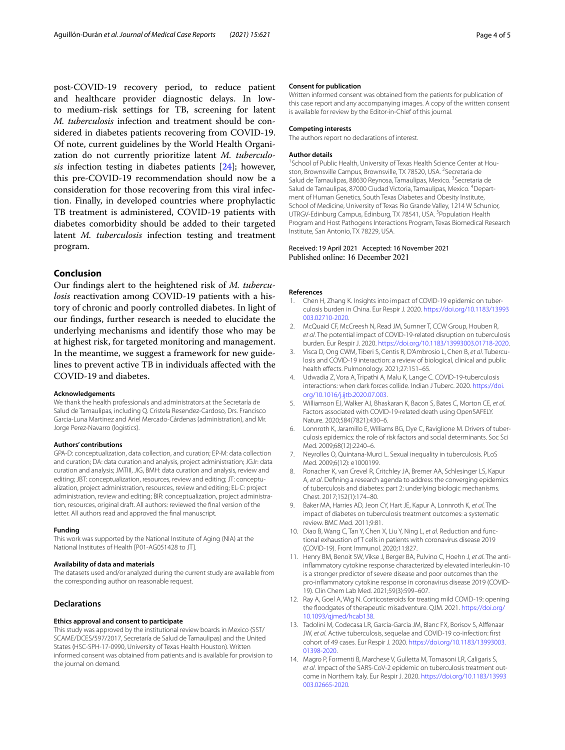post-COVID-19 recovery period, to reduce patient and healthcare provider diagnostic delays. In low- to medium-risk settings for TB, screening for latent *M. tuberculosis* infection and treatment should be considered in diabetes patients recovering from COVID-19. Of note, current guidelines by the World Health Organization do not currently prioritize latent *M. tuberculosis* infection testing in diabetes patients [24]; however, this pre-COVID-19 recommendation should now be a consideration for those recovering from this viral infection. Finally, in developed countries where prophylactic TB treatment is administered, COVID-19 patients with diabetes comorbidity should be added to their targeted latent *M. tuberculosis* infection testing and treatment program.

## Conclusion

Our findings alert to the heightened risk of *M. tuberculosis* reactivation among COVID-19 patients with a history of chronic and poorly controlled diabetes. In light of our findings, further research is needed to elucidate the underlying mechanisms and identify those who may be at highest risk, for targeted monitoring and management. In the meantime, we suggest a framework for new guidelines to prevent active TB in individuals affected with the COVID-19 and diabetes.

#### Acknowledgements

We thank the health professionals and administrators at the Secretaría de Salud de Tamaulipas, including Q. Cristela Resendez-Cardoso, Drs. Francisco Garcia-Luna Martinez and Ariel Mercado-Cárdenas (administration), and Mr. Jorge Perez-Navarro (logistics).

#### Authors' contributions

GPA-D: conceptualization, data collection, and curation; EP-M: data collection and curation; DA: data curation and analysis, project administration; JGJr: data curation and analysis; JMTIII, JIG, BMH: data curation and analysis, review and editing; JBT: conceptualization, resources, review and editing; JT: conceptualization, project administration, resources, review and editing; EL-C: project administration, review and editing; BIR: conceptualization, project administration, resources, original draft. All authors: reviewed the final version of the letter. All authors read and approved the final manuscript.

#### Funding

This work was supported by the National Institute of Aging (NIA) at the National Institutes of Health [P01-AG051428 to JT].

#### Availability of data and materials

The datasets used and/or analyzed during the current study are available from the corresponding author on reasonable request.

## Declarations

#### Ethics approval and consent to participate

This study was approved by the institutional review boards in Mexico (SST/SCAME/DCES/597/2017, Secretaría de Salud de Tamaulipas) and the United States (HSC-SPH-17-0990, University of Texas Health Houston). Written informed consent was obtained from patients and is available for provision to the journal on demand.

#### Consent for publication

Written informed consent was obtained from the patients for publication of this case report and any accompanying images. A copy of the written consent is available for review by the Editor-in-Chief of this journal.

#### Competing interests

The authors report no declarations of interest.

#### Author details

[1] School of Public Health, University of Texas Health Science Center at Houston, Brownsville Campus, Brownsville, TX 78520, USA. [2] Secretaria de Salud de Tamaulipas, 88630 Reynosa, Tamaulipas, Mexico. [3] Secretaria de Salud de Tamaulipas, 87000 Ciudad Victoria, Tamaulipas, Mexico. [4] Department of Human Genetics, South Texas Diabetes and Obesity Institute, School of Medicine, University of Texas Rio Grande Valley, 1214 W Schunior, UTRGV-Edinburg Campus, Edinburg, TX 78541, USA. [5] Population Health Program and Host Pathogens Interactions Program, Texas Biomedical Research Institute, San Antonio, TX 78229, USA.

Received: 19 April 2021 Accepted: 16 November 2021
Published online: 16 December 2021

## References

1. Chen H, Zhang K. Insights into impact of COVID-19 epidemic on tuberculosis burden in China. Eur Respir J. 2020. https://doi.org/10.1183/13993003.02710-2020.
2. McQuaid CF, McCreesh N, Read JM, Sumner T, CCW Group, Houben R, *et al*. The potential impact of COVID-19-related disruption on tuberculosis burden. Eur Respir J. 2020. https://doi.org/10.1183/13993003.01718-2020.
3. Visca D, Ong CWM, Tiberi S, Centis R, D'Ambrosio L, Chen B, *et al*. Tuberculosis and COVID-19 interaction: a review of biological, clinical and public health effects. Pulmonology. 2021;27:151–65.
4. Udwadia Z, Vora A, Tripathi A, Malu K, Lange C. COVID-19-tuberculosis interactions: when dark forces collide. Indian J Tuberc. 2020. https://doi.org/10.1016/j.ijtb.2020.07.003.
5. Williamson EJ, Walker AJ, Bhaskaran K, Bacon S, Bates C, Morton CE, *et al*. Factors associated with COVID-19-related death using OpenSAFELY. Nature. 2020;584(7821):430–6.
6. Lonnroth K, Jaramillo E, Williams BG, Dye C, Raviglione M. Drivers of tuberculosis epidemics: the role of risk factors and social determinants. Soc Sci Med. 2009;68(12):2240–6.
7. Neyrolles O, Quintana-Murci L. Sexual inequality in tuberculosis. PLoS Med. 2009;6(12): e1000199.
8. Ronacher K, van Crevel R, Critchley JA, Bremer AA, Schlesinger LS, Kapur A, *et al*. Defining a research agenda to address the converging epidemics of tuberculosis and diabetes: part 2: underlying biologic mechanisms. Chest. 2017;152(1):174–80.
9. Baker MA, Harries AD, Jeon CY, Hart JE, Kapur A, Lonnroth K, *et al*. The impact of diabetes on tuberculosis treatment outcomes: a systematic review. BMC Med. 2011;9:81.
10. Diao B, Wang C, Tan Y, Chen X, Liu Y, Ning L, *et al*. Reduction and functional exhaustion of T cells in patients with coronavirus disease 2019 (COVID-19). Front Immunol. 2020;11:827.
11. Henry BM, Benoit SW, Vikse J, Berger BA, Pulvino C, Hoehn J, *et al*. The anti-inflammatory cytokine response characterized by elevated interleukin-10 is a stronger predictor of severe disease and poor outcomes than the pro-inflammatory cytokine response in coronavirus disease 2019 (COVID-19). Clin Chem Lab Med. 2021;59(3):599–607.
12. Ray A, Goel A, Wig N. Corticosteroids for treating mild COVID-19: opening the floodgates of therapeutic misadventure. QJM. 2021. https://doi.org/10.1093/qjmed/hcab138.
13. Tadolini M, Codecasa LR, Garcia-Garcia JM, Blanc FX, Borisov S, Alffenaar JW, *et al*. Active tuberculosis, sequelae and COVID-19 co-infection: first cohort of 49 cases. Eur Respir J. 2020. https://doi.org/10.1183/13993003.01398-2020.
14. Magro P, Formenti B, Marchese V, Gulletta M, Tomasoni LR, Caligaris S, *et al*. Impact of the SARS-CoV-2 epidemic on tuberculosis treatment outcome in Northern Italy. Eur Respir J. 2020. https://doi.org/10.1183/13993003.02665-2020.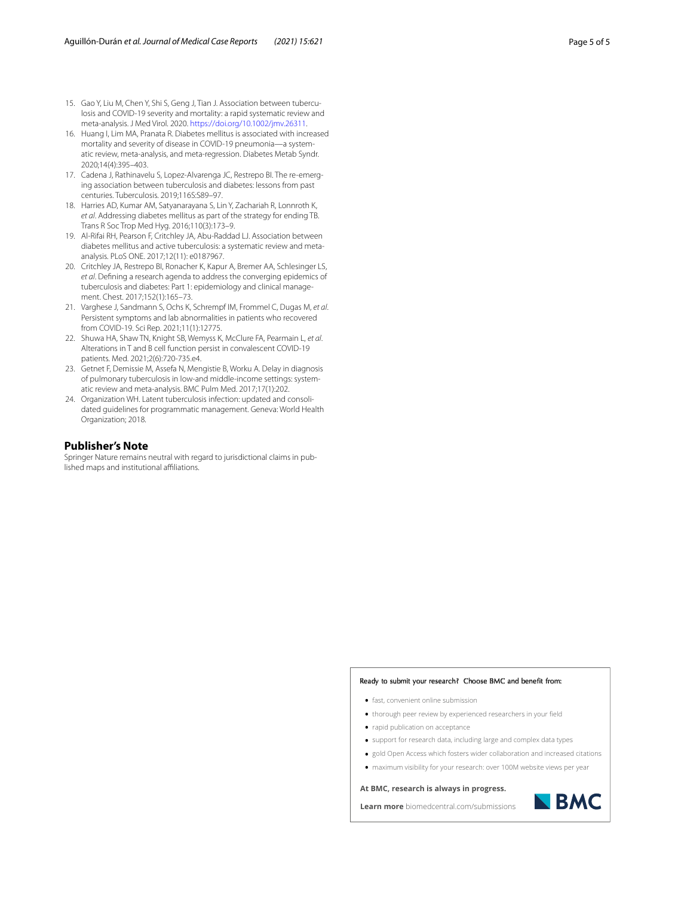15. Gao Y, Liu M, Chen Y, Shi S, Geng J, Tian J. Association between tuberculosis and COVID-19 severity and mortality: a rapid systematic review and meta-analysis. J Med Virol. 2020. https://doi.org/10.1002/jmv.26311.
16. Huang I, Lim MA, Pranata R. Diabetes mellitus is associated with increased mortality and severity of disease in COVID-19 pneumonia—a systematic review, meta-analysis, and meta-regression. Diabetes Metab Syndr. 2020;14(4):395–403.
17. Cadena J, Rathinavelu S, Lopez-Alvarenga JC, Restrepo BI. The re-emerging association between tuberculosis and diabetes: lessons from past centuries. Tuberculosis. 2019;116S:S89–97.
18. Harries AD, Kumar AM, Satyanarayana S, Lin Y, Zachariah R, Lonnroth K, *et al*. Addressing diabetes mellitus as part of the strategy for ending TB. Trans R Soc Trop Med Hyg. 2016;110(3):173–9.
19. Al-Rifai RH, Pearson F, Critchley JA, Abu-Raddad LJ. Association between diabetes mellitus and active tuberculosis: a systematic review and meta-analysis. PLoS ONE. 2017;12(11): e0187967.
20. Critchley JA, Restrepo BI, Ronacher K, Kapur A, Bremer AA, Schlesinger LS, *et al*. Defining a research agenda to address the converging epidemics of tuberculosis and diabetes: Part 1: epidemiology and clinical management. Chest. 2017;152(1):165–73.
21. Varghese J, Sandmann S, Ochs K, Schrempf IM, Frommel C, Dugas M, *et al*. Persistent symptoms and lab abnormalities in patients who recovered from COVID-19. Sci Rep. 2021;11(1):12775.
22. Shuwa HA, Shaw TN, Knight SB, Wemyss K, McClure FA, Pearmain L, *et al*. Alterations in T and B cell function persist in convalescent COVID-19 patients. Med. 2021;2(6):720-735.e4.
23. Getnet F, Demissie M, Assefa N, Mengistie B, Worku A. Delay in diagnosis of pulmonary tuberculosis in low-and middle-income settings: systematic review and meta-analysis. BMC Pulm Med. 2017;17(1):202.
24. Organization WH. Latent tuberculosis infection: updated and consolidated guidelines for programmatic management. Geneva: World Health Organization; 2018.

## Publisher's Note

Springer Nature remains neutral with regard to jurisdictional claims in published maps and institutional affiliations.

Ready to submit your research? Choose BMC and benefit from:

- fast, convenient online submission
- thorough peer review by experienced researchers in your field
- rapid publication on acceptance
- support for research data, including large and complex data types
- gold Open Access which fosters wider collaboration and increased citations
- maximum visibility for your research: over 100M website views per year

**At BMC, research is always in progress.**

**Learn more** biomedcentral.com/submissions

BMC